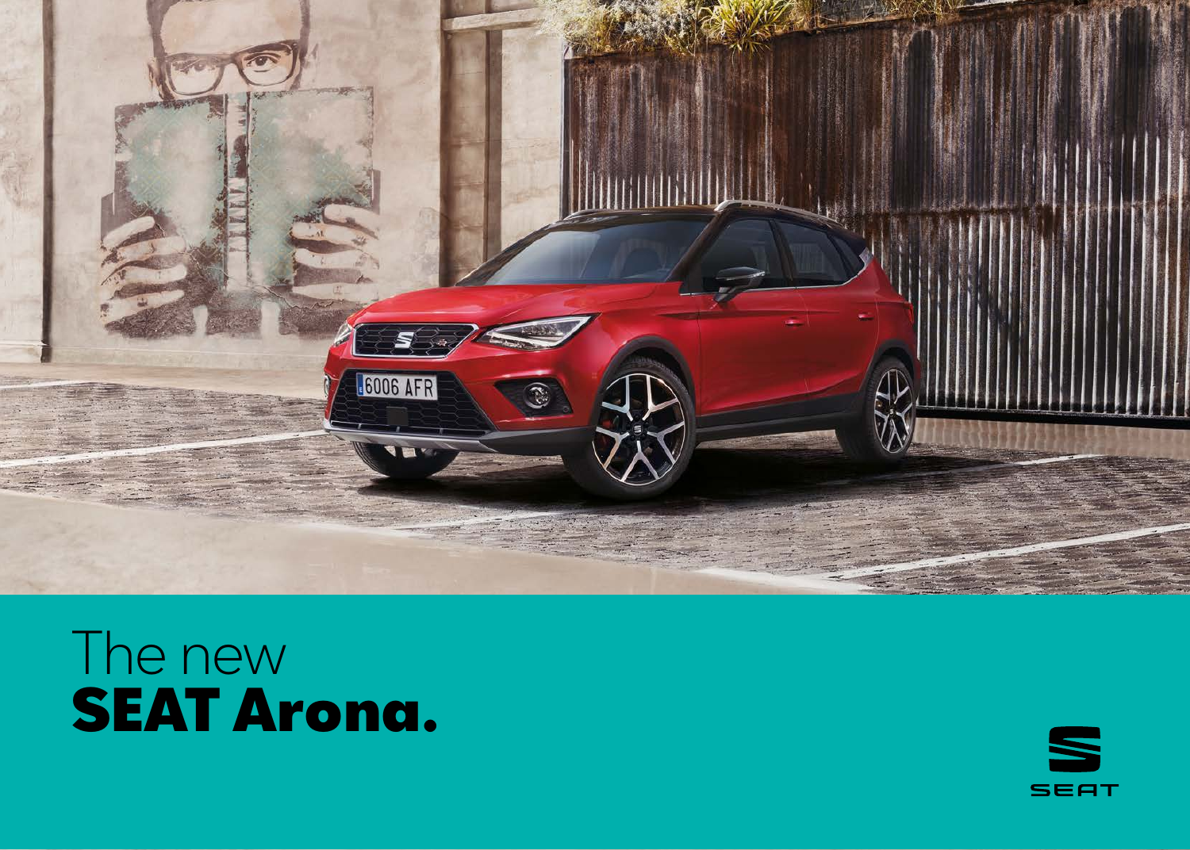# The new **SEAT Arona.**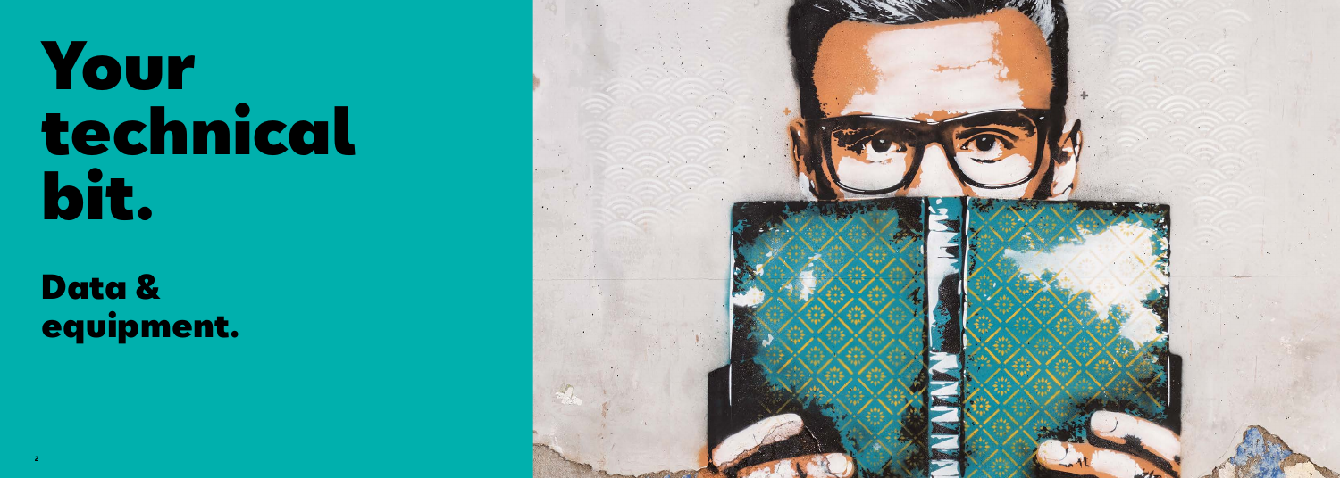# Your technical bit.

## Data & equipment.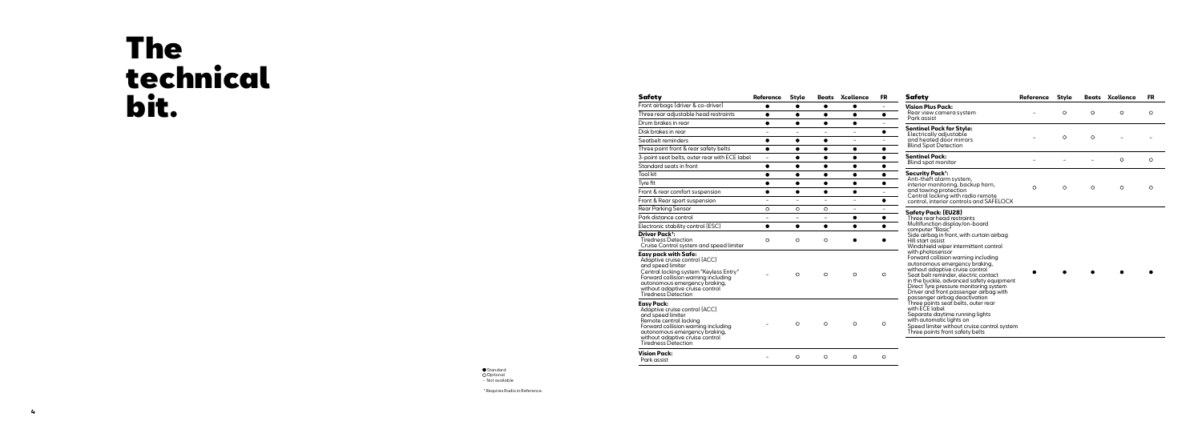# The technical bit.

| Safety | Reference | Style | Beats | Xcellence | FR |
|---|---|---|---|---|---|
| Front airbags (driver & co-driver) | ● | ● | ● | ● | – |
| Three rear adjustable head restraints | ● | ● | ● | ● | ● |
| Drum brakes in rear | ● | ● | ● | ● | – |
| Disk brakes in rear | – | – | – | – | ● |
| Seatbelt reminders | ● | ● | ● | – | – |
| Three point front & rear safety belts | ● | ● | ● | ● | ● |
| 3-point seat belts, outer rear with ECE label | – | ● | ● | ● | ● |
| Standard seats in front | ● | ● | ● | ● | ● |
| Tool kit | ● | ● | ● | ● | ● |
| Tyre fit | ● | ● | ● | ● | ● |
| Front & rear comfort suspension | ● | ● | ● | ● | – |
| Front & Rear sport suspension | – | – | – | – | ● |
| Rear Parking Sensor | ○ | ○ | ○ | – | – |
| Park distance control | – | – | – | ● | ● |
| Electronic stability control (ESC) | ● | ● | ● | ● | ● |
| **Driver Pack[1]:** Tiredness Detection; Cruise Control system and speed limiter | ○ | ○ | ○ | ● | ● |
| **Easy pack with Safe:** Adaptive cruise control (ACC) and speed limiter; Central locking system "Keyless Entry"; Forward collision warning including autonomous emergency braking, without adaptive cruise control; Tiredness Detection | – | ○ | ○ | ○ | ○ |
| **Easy Pack:** Adaptive cruise control (ACC) and speed limiter; Remote central locking; Forward collision warning including autonomous emergency braking, without adaptive cruise control; Tiredness Detection | – | ○ | ○ | ○ | ○ |
| **Vision Pack:** Park assist | – | ○ | ○ | ○ | ○ |

| Safety | Reference | Style | Beats | Xcellence | FR |
|---|---|---|---|---|---|
| **Vision Plus Pack:** Rear view camera system; Park assist | – | ○ | ○ | ○ | ○ |
| **Sentinel Pack for Style:** Electrically adjustable and heated door mirrors; Blind Spot Detection | – | ○ | ○ | – | – |
| **Sentinel Pack:** Blind spot monitor | – | – | – | ○ | ○ |
| **Security Pack[1]:** Anti-theft alarm system, interior monitoring, backup horn, and towing protection; Central locking with radio remote control, interior controls and SAFELOCK | ○ | ○ | ○ | ○ | ○ |
| **Safety Pack: (EU28)** Three rear head restraints; Multifunction display/on-board computer "Basic"; Side airbag in front, with curtain airbag; Hill start assist; Windshield wiper intermittent control with photosensor; Forward collision warning including autonomous emergency braking, without adaptive cruise control; Seat belt reminder, electric contact in the buckle, advanced safety equipment; Direct Tyre pressure monitoring system; Driver and front passenger airbag with passenger airbag deactivation; Three points seat belts, outer rear with ECE label; Separate daytime running lights with automatic lights on; Speed limiter without cruise control system; Three points front safety belts | ● | ● | ● | ● | ● |

● Standard
○ Optional
– Not available

[1] Requires Radio in Reference.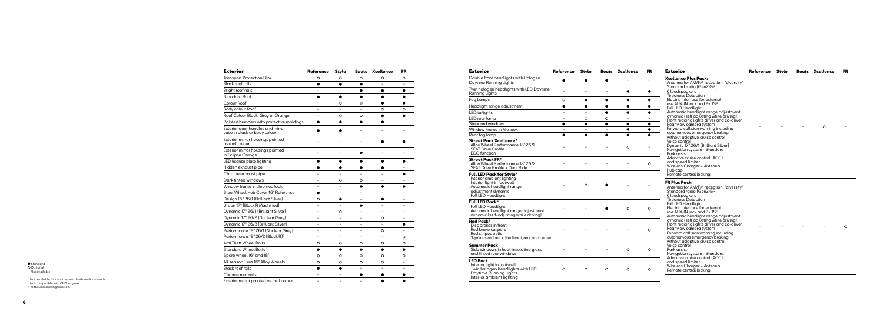| Exterior | Reference | Style | Beats | Xcellence | FR |
|---|---|---|---|---|---|
| Transport Protection Film | ○ | ○ | ○ | ○ | ○ |
| Black roof rails | ● | ● | ● | – | – |
| Bright roof rails | – | – | ● | ● | ● |
| Standard Roof | ● | ● | ● | ● | ● |
| Colour Roof | – | ○ | ○ | ● | ● |
| Body colour Roof | – | – | – | ○ | ○ |
| Roof Colour Black, Grey or Orange | – | ○ | ○ | ● | ● |
| Painted bumpers with protective moldings | ● | ● | ● | ● | – |
| Exterior door handles and mirror case in black or body colour | ● | ● | – | – | – |
| Exterior mirror housings painted as roof colour | – | – | – | ● | ● |
| Exterior mirror housings painted in Eclipse Orange | – | – | ● | – | – |
| LED license plate lighting | ● | ● | ● | ● | ● |
| Hidden exhaust pipe | ● | ● | ● | ● | – |
| Chrome exhaust pipe | – | – | – | – | ● |
| Dark tinted windows | – | ○ | ○ | – | – |
| Window frame in chromed look | – | – | ● | ● | ● |
| Steel Wheel Hub Cover 16" Reference | ● | – | – | – | – |
| Design 16" 26/1 (Brilliant Silver) | ○ | ● | – | ● | – |
| Urban 17" (Black R Machined) | – | – | ● | – | – |
| Dynamic 17" 26/1 (Brilliant Silver) | – | ○ | – | – | – |
| Dynamic 17" 26/2 (Nuclear Grey) | – | – | – | ○ | – |
| Dynamic 17" 26/3 (Brilliant Silver) | – | – | – | – | ● |
| Performance 18" 26/1 (Nuclear Grey) | – | – | – | ○ | – |
| Performance 18" 26/2 (Black R)[2] | – | – | – | – | ○ |
| Anti Theft Wheel Bolts | ○ | ○ | ○ | ○ | ○ |
| Standard Wheel Bolts | ● | ● | ● | ● | ● |
| Spare wheel 16" and 18" | ○ | ○ | ○ | ○ | ○ |
| All season Tires 16" Alloy Wheels | ○ | ○ | ○ | ○ | – |
| Black roof rails | ● | ● | – | – | – |
| Chrome roof rails | – | – | ● | ● | ● |
| Exterior mirror painted as roof colour | – | – | – | ● | ● |

● Standard
○ Optional
– Not available

[2] Not available for countries with bad condition roads.
[3] Not compatible with CNG engines.
[4] Without cornering function.

| Exterior | Reference | Style | Beats | Xcellence | FR |
|---|---|---|---|---|---|
| Double front headlights with Halogen Daytime Running Lights | ● | ● | ● | – | – |
| Twin halogen headlights with LED Daytime Running Lights | – | – | – | ● | ● |
| Fog Lamps | ○ | ● | ● | ● | ● |
| Headlight range adjustment | ● | ● | ● | ● | ● |
| LED taillights | – | – | ● | ● | ● |
| LED rear lamp | – | ○ | ○ | – | – |
| Standard windows | ● | ● | ● | ● | ● |
| Window Frame in Alu look | – | – | – | ● | ● |
| Rear fog lamp | ● | ● | ● | ● | ● |
| **Street Pack Xcellence[3]**<br>Alloy Wheel Performance 18" 26/1<br>SEAT Drive Profile<br>ECO function | – | – | – | ○ | – |
| **Street Pack FR[3]**<br>Alloy Wheel Performance 18" 26/2<br>SEAT Drive Profile + Dual Ride | – | – | – | – | ○ |
| **Full LED Pack for Style[4]**<br>Interior ambient lighting<br>Interior light in footwell<br>Automatic headlight range adjustment dynamic<br>Full LED Headlight | – | ○ | ● | – | – |
| **Full LED Pack[4]**<br>Full LED Headlight<br>Automatic headlight range adjustment dynamic (self-adjusting while driving) | – | – | ● | ○ | ○ |
| **Red Pack[3]**<br>Disc brakes in front<br>Red brake calipers<br>Red stripes belts<br>3-point seat belt in Red front, rear and center | – | – | – | – | ○ |
| **Summer Pack**<br>Side windows in heat-insulating glass and tinted rear windows | – | – | – | ○ | ○ |
| **LED Pack**<br>Interior light in footwell<br>Twin halogen headlights with LED Daytime Running Lights<br>Interior ambient lighting | ○ | ○ | ○ | ○ | ○ |

| Exterior | Reference | Style | Beats | Xcellence | FR |
|---|---|---|---|---|---|
| **Xcellence Plus Pack:**<br>Antenna for AM/FM reception, "diversity"<br>Standard radio (Gen2 GP)<br>6 loudspeakers<br>Tiredness Detection<br>Electric interface for external use AUX-IN jack and 2+USB<br>Full LED Headlight<br>Automatic headlight range adjustment dynamic (self adjusting while driving)<br>Front reading lights driver and co-driver<br>Rear view camera system<br>Forward collision warning including autonomous emergency braking, without adaptive cruise control<br>Voice control<br>Dynamic 17" 26/1 (Brilliant Silver)<br>Navigation system - Standard<br>Park assist<br>Adaptive cruise control (ACC) and speed limiter<br>Wireless Charger + Antenna<br>Hub cap<br>Remote central locking | – | – | – | ○ | – |
| **FR Plus Pack:**<br>Antenna for AM/FM reception, "diversity"<br>Standard radio (Gen2 GP)<br>6 loudspeakers<br>Tiredness Detection<br>Full LED Headlight<br>Electric interface for external use AUX-IN jack and 2+USB<br>Automatic headlight range adjustment dynamic (self adjusting while driving)<br>Front reading lights driver and co-driver<br>Rear view camera system<br>Forward collision warning including autonomous emergency braking, without adaptive cruise control<br>Voice control<br>Park assist<br>Navigation system - Standard<br>Adaptive cruise control (ACC) and speed limiter<br>Wireless Charger + Antenna<br>Remote central locking | – | – | – | – | ○ |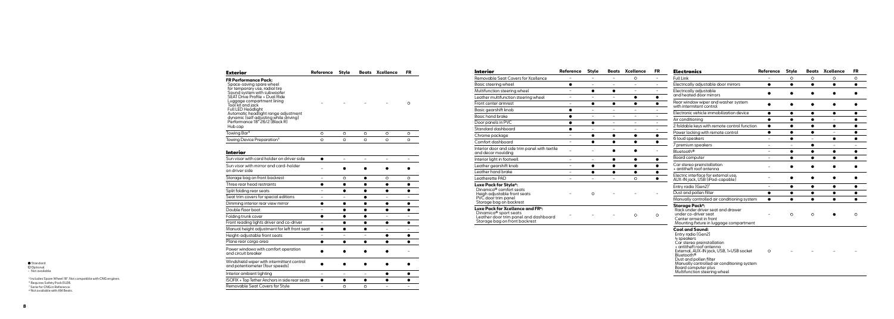## Exterior

| Exterior | Reference | Style | Beats | Xcellence | FR |
|---|---|---|---|---|---|
| **FR Performance Pack:** Space-saving spare wheel for temporary use, radial tire; Sound system with subwoofer; SEAT Drive Profile + Dual Ride; Luggage compartment lining; Tool kit and jack; Full LED Headlight; Automatic headlight range adjustment dynamic (self adjusting while driving); Performance 18" 26/2 (Black R); Hub cap | – | – | – | – | ○ |
| Towing Bar[1] | ○ | ○ | ○ | ○ | ○ |
| Towing Device Preparation[1] | ○ | ○ | ○ | ○ | ○ |

## Interior

| Interior | Reference | Style | Beats | Xcellence | FR |
|---|---|---|---|---|---|
| Sun visor with card holder on driver side | ● | – | – | – | – |
| Sun visor with mirror and card-holder on driver side | – | ● | ● | ● | ● |
| Storage bag on front backrest | – | ○ | ● | ○ | ○ |
| Three rear head restraints | ● | ● | ● | ● | ● |
| Split folding rear seats | – | ● | ● | ● | ● |
| Seat trim covers for special editions | – | – | ● | – | – |
| Dimming interior rear view mirror | ● | ● | ● | ● | ● |
| Double floor boot | – | ● | ● | ● | ● |
| Folding trunk cover | ● | ● | ● | – | – |
| Front reading lights driver and co-driver | – | ● | ● | ● | ● |
| Manual height adjustment for left front seat | ● | ● | ● | – | – |
| Height-adjustable front seats | – | – | – | ● | ● |
| Plane rear cargo area | ● | ● | ● | ● | ● |
| Power windows with comfort operation and circuit breaker | ● | ● | ● | ● | – |
| Windshield wiper with intermittent control and potentiometer (four speeds) | ● | ● | ● | ● | ● |
| Interior ambient lighting | – | – | – | ● | ● |
| ISOFIX + Top Tether Anchors in side rear seats | ● | ● | ● | ● | ● |
| Removable Seat Covers for Style | – | ○ | ○ | – | – |
| Removable Seat Covers for Xcellence | – | – | – | ○ | – |
| Basic steering wheel | ● | – | – | – | – |
| Multifunction steering wheel | – | ● | ● | – | – |
| Leather multifunction steering wheel | – | – | – | ● | ● |
| Front center armrest | – | ● | ● | ● | ● |
| Basic gearshift knob | ● | – | – | – | – |
| Basic hand brake | ● | – | – | – | – |
| Door panels in PVC | ● | ● | – | – | – |
| Standard dashboard | ● | – | – | – | – |
| Chrome package | – | ● | ● | ● | ● |
| Comfort dashboard | – | ● | ● | ● | ● |
| Interior door and side trim panel with textile and decor moulding | – | – | ● | ● | – |
| Interior light in footwell | – | – | ● | ● | ● |
| Leather gearshift knob | – | ● | ● | ● | ● |
| Leather hand brake | – | ● | ● | ● | ● |
| Leatherette PAD | – | – | – | ○ | ● |
| **Luxe Pack for Style[2]:** Dinamica® comfort seats; Heigh adjustable front seats; PVC door trim panel; Storage bag on backrest | – | ○ | – | – | – |
| **Luxe Pack for Xcellence and FR[2]:** Dinamica® sport seats; Leather door trim panel and dashboard; Storage bag on front backrest | – | – | – | ○ | ○ |

## Electronics

| Electronics | Reference | Style | Beats | Xcellence | FR |
|---|---|---|---|---|---|
| Full Link | – | ○ | ○ | ○ | ○ |
| Electrically adjustable door mirrors | ● | ● | ● | ● | ● |
| Electrically adjustable and heated door mirrors | ● | ● | ● | ● | ● |
| Rear window wiper and washer system with intermittent control | ● | ● | ● | ● | ● |
| Electronic vehicle immobilization device | ● | ● | ● | ● | ● |
| Air conditioning | ● | ● | ● | – | ● |
| 2 foldable keys with remote control function | ● | ● | ● | ● | ● |
| Power locking with remote control | ● | ● | ● | – | ● |
| 6 loud speakers | – | ● | – | ● | ● |
| 7 premium speakers | – | – | ● | – | – |
| Bluetooth® | – | ● | ● | ● | ● |
| Board computer | – | ● | ● | ● | ● |
| Car stereo preinstallation + antitheft roof antenna | – | ● | ● | ● | ● |
| Electric interface for external use, AUX-IN jack, USB (iPod-capable) | – | ● | ● | ● | ● |
| Entry radio (Gen2)[3] | – | ● | ● | ● | ● |
| Dust and pollen filter | ● | ● | ● | ● | ● |
| Manually controlled air conditioning system | ● | ● | ● | ● | ● |
| **Storage Pack[4]:** Rack under driver seat and drawer under co-driver seat; Center armrest in front; Mounting fixture in luggage compartment | – | ○ | ○ | ● | ○ |
| **Cool and Sound:** Entry radio (Gen2); 4 speakers; Car stereo preinstallation + antitheft roof antenna; External, AUX-IN jack, USB, 1×USB socket; Bluetooth®; Dust and pollen filter; Manually controlled air conditioning system; Board computer plus; Multifunction steering wheel | ○ | – | – | – | – |

● Standard
○ Optional
– Not available

[1] Includes Spare Wheel 18". Not compatible with CNG engines.
[2] Requires Safety Pack EU28.
[3] Serie for CNG in Reference.
[4] Not available with AM Beats.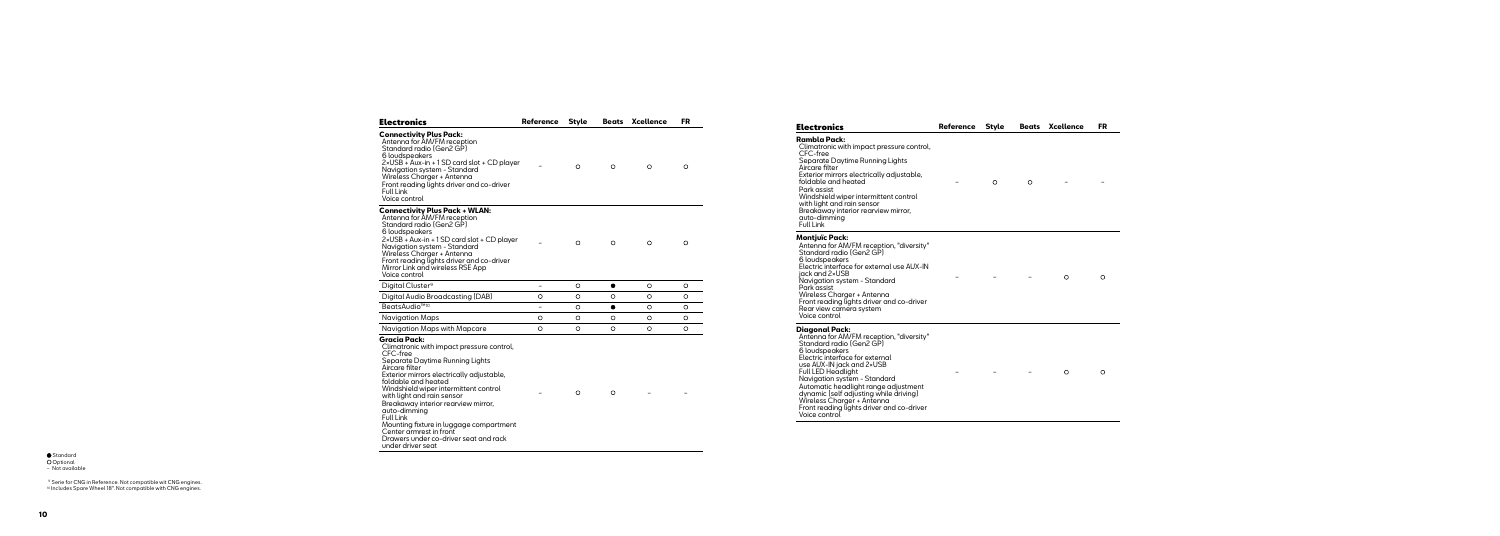## Electronics

| Electronics | Reference | Style | Beats | Xcellence | FR |
|---|---|---|---|---|---|
| **Connectivity Plus Pack:** Antenna for AM/FM reception, Standard radio (Gen2 GP), 6 loudspeakers, 2+USB + Aux-in + 1 SD card slot + CD player, Navigation system - Standard, Wireless Charger + Antenna, Front reading lights driver and co-driver, Full Link, Voice control | – | ○ | ○ | ○ | ○ |
| **Connectivity Plus Pack + WLAN:** Antenna for AM/FM reception, Standard radio (Gen2 GP), 6 loudspeakers, 2+USB + Aux-in + 1 SD card slot + CD player, Navigation system - Standard, Wireless Charger + Antenna, Front reading lights driver and co-driver, Mirror Link and wireless RSE App, Voice control | – | ○ | ○ | ○ | ○ |
| Digital Cluster[1] | – | ○ | ● | ○ | ○ |
| Digital Audio Broadcasting (DAB) | ○ | ○ | ○ | ○ | ○ |
| BeatsAudio™[2] | – | ○ | ● | ○ | ○ |
| Navigation Maps | ○ | ○ | ○ | ○ | ○ |
| Navigation Maps with Mapcare | ○ | ○ | ○ | ○ | ○ |
| **Gracia Pack:** Climatronic with impact pressure control, CFC-free, Separate Daytime Running Lights, Aircare filter, Exterior mirrors electrically adjustable, foldable and heated, Windshield wiper intermittent control with light and rain sensor, Breakaway interior rearview mirror, auto-dimming, Full Link, Mounting fixture in luggage compartment, Center armrest in front, Drawers under co-driver seat and rack under driver seat | – | ○ | ○ | – | – |
| **Rambla Pack:** Climatronic with impact pressure control, CFC-free, Separate Daytime Running Lights, Aircare filter, Exterior mirrors electrically adjustable, foldable and heated, Park assist, Windshield wiper intermittent control with light and rain sensor, Breakaway interior rearview mirror, auto-dimming, Full Link | – | ○ | ○ | – | – |
| **Montjuic Pack:** Antenna for AM/FM reception, "diversity", Standard radio (Gen2 GP), 6 loudspeakers, Electric interface for external use AUX-IN jack and 2+USB, Navigation system - Standard, Park assist, Wireless Charger + Antenna, Front reading lights driver and co-driver, Rear view camera system, Voice control | – | – | – | ○ | ○ |
| **Diagonal Pack:** Antenna for AM/FM reception, "diversity", Standard radio (Gen2 GP), 6 loudspeakers, Electric interface for external use AUX-IN jack and 2+USB, Full LED Headlight, Navigation system - Standard, Automatic headlight range adjustment dynamic (self adjusting while driving), Wireless Charger + Antenna, Front reading lights driver and co-driver, Voice control | – | – | – | ○ | ○ |

● Standard
○ Optional
– Not available

[1] Serie for CNG in Reference. Not compatible wit CNG engines.
[2] Includes Spare Wheel 18". Not compatible with CNG engines.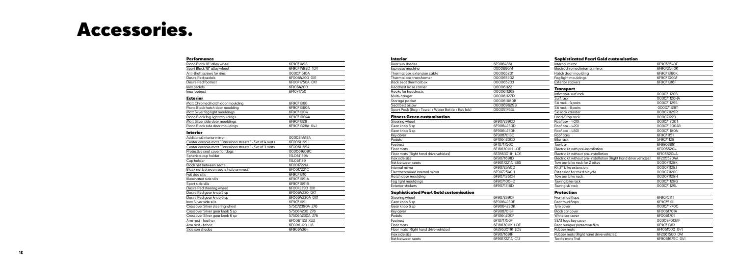# Accessories.

### Performance

| | |
|---|---|
| Piano Black 18" alloy wheel | 6F9071498 |
| Sport Black 18" alloy wheel | 6F9071498D 1OV |
| Anti-theft screws for rims | 000071510A |
| Desire Red pedals | 6F0064200 0X1 |
| Desire Red footrest | 6F0071750A 0X1 |
| Inox pedals | 6F1064200 |
| Inox footrest | 6F1071750 |

### Exterior

| | |
|---|---|
| Matt Chromed hatch door moulding | 6F9071360 |
| Piano Black hatch door moulding | 6F9071360A |
| Matt Silver fog light mouldings | 6F9071004 |
| Piano Black fog light mouldings | 6F9071004A |
| Matt Silver side door mouldings | 6F9071328 |
| Piano Black side door mouldings | 6F9071328A 041 |

### Interior

| | |
|---|---|
| Additional interior mirror | 000084418A |
| Center console mats "Barcelona streets" - Set of 4 mats | 6F0061169 |
| Center console mats "Barcelona streets" - Set of 3 mats | 6F0061169A |
| Protective seat cover for dogs | 000061609C |
| Spherical cup holder | 1SL061129A |
| Cup holder | 1SL061129 |
| Black net between seats | 6F0017221A |
| Black net between seats (w/o armrest) | 6F0017221C |
| Foil side sills | 6F9071310 |
| Illuminated side sills | 6F9071691A |
| Sport side sills | 6F9071691B |
| Desire Red steering wheel | 6F0072390 0X1 |
| Desire Red gear knob 5 sp | 6F0064230 0X1 |
| Desire Red gear knob 6 sp | 6F0064230A 0X1 |
| Inox Silver side sills | 6F9071691 |
| Crossover Silver steering wheel | 575072390A Z76 |
| Crossover Silver gear knob 5 sp | 575064230 Z76 |
| Crossover Silver gear knob 6 sp | 575064230A Z76 |
| Arm rest - leather | 6F0061123 XU2 |
| Arm rest - fabric | 6F0061123 LI8 |
| Side sun shades | 6F9064364 |

### Interior

| | |
|---|---|
| Rear sun shades | 6F9064361 |
| Espresso machine | 000069641 |
| Thermal box extension cable | 000065201 |
| Thermal box transformer | 000065202 |
| Back seat thermal box | 000065203 |
| Headrest base carrier | 000061122 |
| Hooks for headrests | 000061126B |
| Multi-hanger | 000061127D |
| Storage pocket | 000061680B |
| Seat belt pillow | 000069629B |
| Sport Pack (Bag + Towel + Water Bottle + Key fob) | 000051763L |

### Fitness Green customisation

| | |
|---|---|
| Steering wheel | 6F9072390D |
| Gear knob 5 sp | 6F9064230D |
| Gear knob 6 sp | 6F9064230H |
| Key cover | 6F9087013D |
| Pedals | 6F1064200D |
| Footrest | 6F1071750D |
| Floor mats | 6F1863011H LOE |
| Floor mats (Right hand drive vehicles) | 6F2863011H LOE |
| Inox side sills | 6F9071691D |
| Net between seats | 6F9017221A S6S |
| Internal mirror | 6F9072540D |
| Electrochromed internal mirror | 6F9072540H |
| Hatch door moulding | 6F9071360H |
| Fog light mouldings | 6F9071004D |
| Exterior stickers | 6F9071316D |

### Sophisticated Pearl Gold customisation

| | |
|---|---|
| Steering wheel | 6F9072390F |
| Gear knob 5 sp | 6F9064230F |
| Gear knob 6 sp | 6F9064230K |
| Key cover | 6F9087013F |
| Pedals | 6F1064200F |
| Footrest | 6F1071750F |
| Floor mats | 6F1863011K LOE |
| Floor mats (Right hand drive vehicles) | 6F2863011K LOE |
| Inox side sills | 6F9071691F |
| Net between seats | 6F9017221A C1Z |
| Internal mirror | 6F9072540F |
| Electrochromed internal mirror | 6F9072540K |
| Hatch door moulding | 6F9071360K |
| Fog light mouldings | 6F9071004F |
| Exterior stickers | 6F9071316F |

### Transport

| | |
|---|---|
| Inflatable surf rack | 000071120B |
| Surf rack | 000071120HA |
| Ski rack - 4 pairs | 000071129S |
| Ski rack - 6 pairs | 000071129T |
| Ski rack xtender | 000071129R |
| Load-Stop rack | 000071223 |
| Roof box - 400l | 000071200T |
| Roof box - 420l | 000071200AB |
| Roof box - 450l | 000071180A |
| Roof bars | 6F9071151 |
| Bike rack | 5F9071128 |
| Tow bar | 6F9803881 |
| Electric kit with pre-installation | 6F0055204 |
| Electric kit without pre-installation | 6F1055204A |
| Electric kit without pre-installation (Right hand drive vehicles) | 6F2055204A |
| Tow bar bike rack for 2 bikes | 000071128K |
| Kit 3° bike extension | 000071128J |
| Extension for third bicycle | 000071128C |
| Tow bar bike rack | 000071128H |
| Towing bike rack | 000071128G |
| Towing ski rack | 000071129L |

### Protection

| | |
|---|---|
| Front mud flaps | 6F9075111 |
| Rear mud flaps | 6F9075101 |
| Tyre cover | 000071770C |
| Black car cover | 6F0061701A |
| White car cover | 6F0061701 |
| SEAT logo key cover | 000087013AF |
| Rear bumper protective film | 6F9071363 |
| Rubber mats | 6F1061500 041 |
| Rubber mats (Right hand drive vehicles) | 6F2061500 041 |
| Textile mats Trail | 6F9061675C 041 |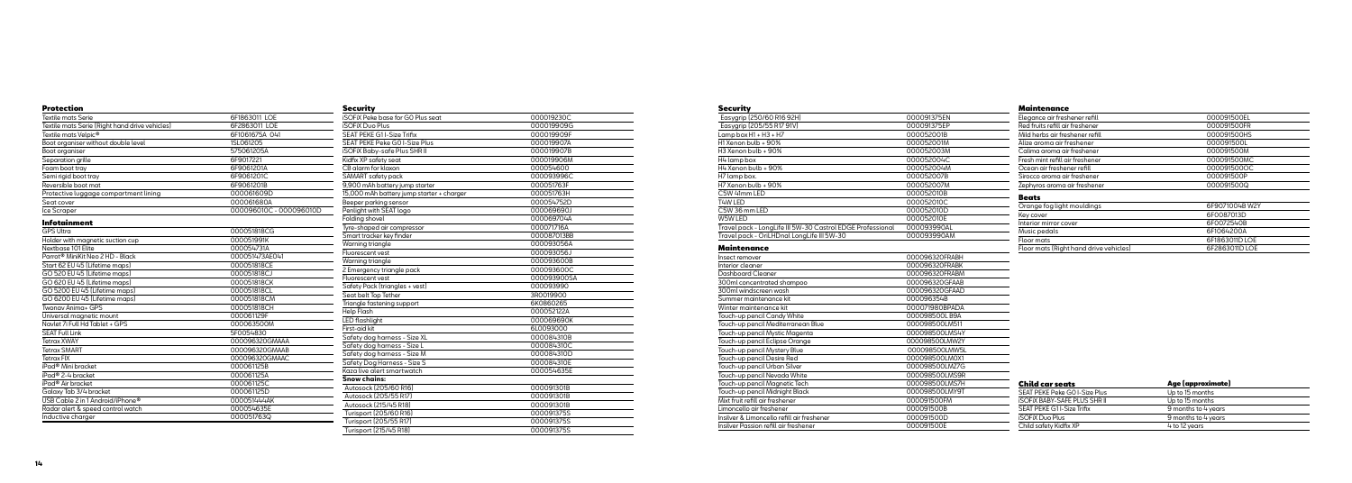### Protection

| | |
|---|---|
| Textile mats Serie | 6F1863011 LOE |
| Textile mats Serie (Right hand drive vehicles) | 6F2863011 LOE |
| Textile mats Velpic® | 6F1061675A 041 |
| Boot organiser without double level | 1SL061205 |
| Boot organiser | 575061205A |
| Separation grille | 6F9017221 |
| Foam boot tray | 6F9061201A |
| Semi rigid boot tray | 6F9061201C |
| Reversible boot mat | 6F9061201B |
| Protective luggage compartment lining | 000061609D |
| Seat cover | 000061680A |
| Ice Scraper | 000096010C - 000096010D |

### Infotainment

| | |
|---|---|
| GPS Ultra | 000051818CG |
| Holder with magnetic suction cup | 000051991K |
| Nextbase 101 Elite | 000054731A |
| Parrot® MiniKit Neo 2 HD - Black | 000051473AE041 |
| Start 62 EU 45 (Lifetime maps) | 000051818CE |
| GO 520 EU 45 (Lifetime maps) | 000051818CJ |
| GO 620 EU 45 (Lifetime maps) | 000051818CK |
| GO 5200 EU 45 (Lifetime maps) | 000051818CL |
| GO 6200 EU 45 (Lifetime maps) | 000051818CM |
| Twonav Anima+ GPS | 000051818CH |
| Universal magnetic mount | 000061129F |
| Navlet 7i Full Hd Tablet + GPS | 000063500M |
| SEAT Full Link | 5F0054830 |
| Tetrax XWAY | 000096320GMAAA |
| Tetrax SMART | 000096320GMAAB |
| Tetrax FIX | 000096320GMAAC |
| iPad® Mini bracket | 000061125B |
| iPad® 2-4 bracket | 000061125A |
| iPad® Air bracket | 000061125C |
| Galaxy Tab 3/4 bracket | 000061125D |
| USB Cable 2 in 1 Android/iPhone® | 000051444AK |
| Radar alert & speed control watch | 000054635E |
| Inductive charger | 000051763Q |

### Security

| | |
|---|---|
| iSOFIX Peke base for G0 Plus seat | 000019230C |
| iSOFIX Duo Plus | 000019909G |
| SEAT PEKE G1i-Size Trifix | 000019909F |
| SEAT PEKE Peke G0 I-Size Plus | 000019907A |
| iSOFIX Baby-safe Plus SHR II | 000019907B |
| Kidfix XP safety seat | 000019906M |
| CB alarm for klaxon | 000054600 |
| SAMART safety pack | 000093996C |
| 9,900 mAh battery jump starter | 000051763F |
| 15,000 mAh battery jump starter + charger | 000051763H |
| Beeper parking sensor | 000054752D |
| Penlight with SEAT logo | 000069690J |
| Folding shovel | 000069704A |
| Tyre-shaped air compressor | 000071716A |
| Smart tracker key finder | 0000870138B |
| Warning triangle | 000093056A |
| Fluorescent vest | 000093056J |
| Warning triangle | 000093600B |
| 2 Emergency triangle pack | 000093600C |
| Fluorescent vest | 000093900SA |
| Safety Pack (triangles + vest) | 000093990 |
| Seat belt Top Tether | 3R0019900 |
| Triangle fastening support | 6K0860265 |
| Help Flash | 000052122A |
| LED flashlight | 000069690K |
| First-aid kit | 6L0093000 |
| Safety dog harness - Size XL | 000084310B |
| Safety dog harness - Size L | 000084310C |
| Safety dog harness - Size M | 000084310D |
| Safety Dog Harness - Size S | 000084310E |
| Kaza live alert smartwatch | 000054635E |
| **Snow chains:** | |
| Autosock (205/60 R16) | 000091301B |
| Autosock (205/55 R17) | 000091301B |
| Autosock (215/45 R18) | 000091301B |
| Turisport (205/60 R16) | 000091375S |
| Turisport (205/55 R17) | 000091375S |
| Turisport (215/45 R18) | 000091375S |

### Security

| | |
|---|---|
| Easygrip (250/60 R16 92H) | 000091375EN |
| Easygrip (205/55 R17 91V) | 000091375EP |
| Lamp box H1 + H3 + H7 | 000052001B |
| H1 Xenon bulb + 90% | 000052001M |
| H3 Xenon bulb + 90% | 000052003M |
| H4 lamp box | 000052004C |
| H4 Xenon bulb + 90% | 000052004M |
| H7 lamp box | 000052007B |
| H7 Xenon bulb + 90% | 000052007M |
| C5W 41mm LED | 000052010B |
| T4W LED | 000052010C |
| C5W 36 mm LED | 000052010D |
| W5W LED | 000052010E |
| Travel pack - LongLife III 5W-30 Castrol EDGE Professional | 000093990AL |
| Travel pack - OnLHDnal LongLife III 5W-30 | 000093990AM |

### Maintenance

| | |
|---|---|
| Insect remover | 000096320FRABH |
| Interior cleaner | 000096320FRABK |
| Dashboard Cleaner | 000096320FRABM |
| 300ml concentrated shampoo | 000096320GFAAB |
| 300ml windscreen wash | 000096320GFAAD |
| Summer maintenance kit | 000096354B |
| Winter maintenance kit | 000071980BPADA |
| Touch-up pencil Candy White | 000098500LB9A |
| Touch-up pencil Mediterranean Blue | 000098500LM511 |
| Touch-up pencil Mystic Magenta | 000098500LMS4Y |
| Touch-up pencil Eclipse Orange | 000098500LMW2Y |
| Touch-up pencil Mystery Blue | 000098500LMW5L |
| Touch-up pencil Desire Red | 000098500LM0X1 |
| Touch-up pencil Urban Silver | 000098500LMZ7G |
| Touch-up pencil Nevada White | 000098500LMS9R |
| Touch-up pencil Magnetic Tech | 000098500LMS7H |
| Touch-up pencil Midnight Black | 000098500LMY9T |
| Mint fruit refill air freshener | 000091500FM |
| Limoncello air freshener | 000091500B |
| Insilver & Limoncello refill air freshener | 000091500D |
| Insilver Passion refill air freshener | 000091500E |

### Maintenance

| | |
|---|---|
| Elegance air freshener refill | 000091500EL |
| Red fruits refill air freshener | 000091500FR |
| Mild herbs air freshener refill | 000091500HS |
| Alize aroma air freshener | 000091500L |
| Calima aroma air freshener | 000091500M |
| Fresh mint refill air freshener | 000091500MC |
| Ocean air freshener refill | 000091500OC |
| Sirocco aroma air freshener | 000091500P |
| Zephyros aroma air freshener | 000091500Q |

### Beats

| | |
|---|---|
| Orange fog light mouldings | 6F9071004B WZY |
| Key cover | 6F0087013D |
| Interior mirror cover | 6F0072540B |
| Music pedals | 6F1064200A |
| Floor mats | 6F1863011D LOE |
| Floor mats (Right hand drive vehicles) | 6F2863011D LOE |

| Child car seats | Age (approximate) |
|---|---|
| SEAT PEKE Peke G0 I-Size Plus | Up to 15 months |
| iSOFIX BABY-SAFE PLUS SHR II | Up to 15 months |
| SEAT PEKE G1i-Size Trifix | 9 months to 4 years |
| iSOFIX Duo Plus | 9 months to 4 years |
| Child safety Kidfix XP | 4 to 12 years |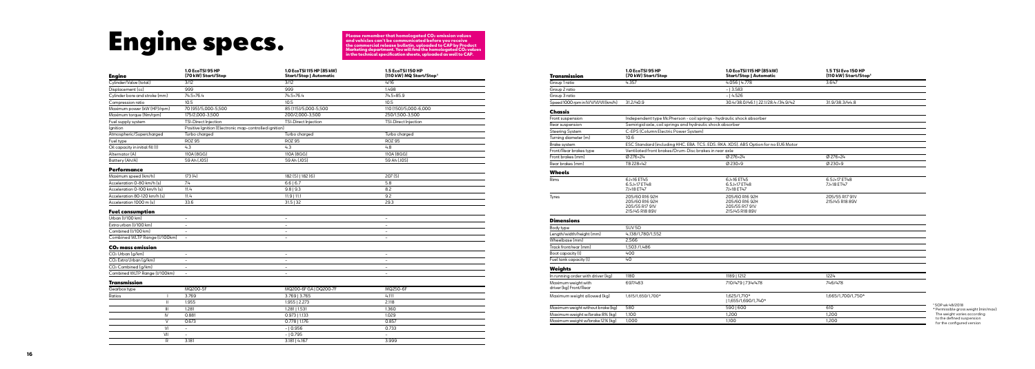# Engine specs.

**Please remember that homologated $CO_2$ emission values and vehicles can't be communicated before you receive the commercial release bulletin, uploaded to CAP by Product Marketing department. You will find the homologated $CO_2$ values in the technical specification sheets, uploaded as well to CAP.**

| Engine | 1.0 EcoTSI 95 HP (70 kW) Start/Stop | 1.0 EcoTSI 115 HP (85 kW) Start/Stop \| Automatic | 1.5 EcoTSI 150 HP (110 kW) MQ Start/Stop[1] |
|---|---|---|---|
| Cylinder/Valve (total) | 3/12 | 3/12 | 4/16 |
| Displacement (cc) | 999 | 999 | 1.498 |
| Cylinder bore and stroke (mm) | 74.5×76.4 | 74.5×76.4 | 74.5×85.9 |
| Compression ratio | 10.5 | 10.5 | 10.5 |
| Maximum power (kW (HP)/rpm) | 70 (95)/5,000-5,500 | 85 (115)/5,000-5,500 | 110 (150)/5,000-6,000 |
| Maximum torque (Nm/rpm) | 175/2,000-3,500 | 200/2,000-3,500 | 250/1,500-3,500 |
| Fuel supply system | TSI-Direct Injection | TSI-Direct Injection | TSI-Direct Injection |
| Ignition | Positive Ignition (Electronic map-controlled ignition) | | |
| Atmospheric/Supercharged | Turbo charged | Turbo charged | Turbo charged |
| Fuel type | RO2 95 | RO2 95 | RO2 95 |
| Oil capacity in initial fill (l) | 4.3 | 4.3 | 4.8 |
| Alternator (A) | 110A (8GG) | 110A (8GG) | 110A (8GG) |
| Battery (Ah/A) | 59 Ah (J0S) | 59 Ah (J0S) | 59 Ah (J0S) |

## Performance

| | | | |
|---|---|---|---|
| Maximum speed (km/h) | 173 (4) | 182 (5) \| 182 (6) | 207 (5) |
| Acceleration 0-80 km/h (s) | 7.4 | 6.6 \| 6.7 | 5.8 |
| Acceleration 0-100 km/h (s) | 11.4 | 9.8 \| 9.3 | 8.2 |
| Acceleration 80-120 km/h (s) | 11.4 | 11.9 \| 11.1 | 9.2 |
| Acceleration 1000 m (s) | 33.6 | 31.5 \| 32 | 29.3 |

## Fuel consumption

| | | | |
|---|---|---|---|
| Urban (l/100 km) | - | - | - |
| Extra urban (l/100 km) | - | - | - |
| Combined (l/100 km) | - | - | - |
| Combined WLTP Range (l/100km) | - | - | - |

## $CO_2$ mass emission

| | | | |
|---|---|---|---|
| $CO_2$ Urban (g/km) | - | - | - |
| $CO_2$ Extra Urban (g/km) | - | - | - |
| $CO_2$ Combined (g/km) | - | - | - |
| Combined WLTP Range (l/100km) | - | - | - |

## Transmission

| | | | | |
|---|---|---|---|---|
| Gearbox type | | MQ200-5F | MQ200-6F GA \| DQ200-7F | MQ250-6F |
| Ratios | I | 3.769 | 3.769 \| 3.765 | 4.111 |
| | II | 1.955 | 1.955 \| 2.273 | 2.118 |
| | III | 1.281 | 1.281 \| 1.531 | 1.360 |
| | IV | 0.881 | 0.973 \| 1.133 | 1.029 |
| | V | 0.673 | 0.778 \| 1.176 | 0.857 |
| | VI | - | - \| 0.956 | 0.733 |
| | VII | - | - \| 0.795 | - |
| | R | 3.181 | 3.181 \| 4.167 | 3.999 |

| Transmission | 1.0 EcoTSI 95 HP (70 kW) Start/Stop | 1.0 EcoTSI 115 HP (85 kW) Start/Stop \| Automatic | 1.5 TSI Evo 150 HP (110 kW) Start/Stop[1] |
|---|---|---|---|
| Group 1 ratio | 4.357 | 4.056 \| 4.778 | 3.647 |
| Group 2 ratio | | - \| 3.583 | |
| Group 3 ratio | | - \| 4.526 | |
| Speed 1000 rpm in IV/V/VI/VII (km/h) | 31.2/40.9 | 30.4/38.0/46.1 \| 22.1/28.4 /34.9/42 | 31.9/38.3/44.8 |

## Chassis

| | | | |
|---|---|---|---|
| Front suspension | Independent type McPherson - coil springs - hydraulic shock absorber | | |
| Rear suspension | Semirigid axle, coil springs and hydraulic shock absorber | | |
| Steering System | C-EPS (Column Electric Power System) | | |
| Turning diameter (m) | 10.6 | | |
| Brake system | ESC Standard (including HHC, EBA, TCS, EDS, RKA, XDS). ABS Option for no EU6 Motor | | |
| Front/Rear brakes type | Ventilated front brakes/Drum-Disc brakes in rear axle | | |
| Front brakes (mm) | Ø 276×24 | Ø 276×24 | Ø 276×24 |
| Rear brakes (mm) | TB 228×42 | Ø 230×9 | Ø 230×9 |

## Wheels

| | | | |
|---|---|---|---|
| Rims | 6J×16 ET45<br>6.5J×17 ET48<br>7J×18 ET47 | 6J×16 ET45<br>6.5J×17 ET48<br>7J×18 ET47 | 6.5J×17 ET48<br>7J×18 ET47 |
| Tyres | 205/60 R16 92H<br>205/60 R16 92H<br>205/55 R17 91V<br>215/45 R18 89V | 205/60 R16 92H<br>205/60 R16 92H<br>205/55 R17 91V<br>215/45 R18 89V | 205/55 R17 91V<br>215/45 R18 89V |

## Dimensions

| | | | |
|---|---|---|---|
| Body type | SUV 5D | | |
| Length/width/height (mm) | 4,138/1,780/1,552 | | |
| Wheelbase (mm) | 2,566 | | |
| Track front/rear (mm) | 1,503 /1,486 | | |
| Boot capacity (l) | 400 | | |
| Fuel tank capacity (l) | 40 | | |

## Weights

| | | | |
|---|---|---|---|
| In running order with driver (kg) | 1180 | 1189 \| 1212 | 1224 |
| Maximum weight with driver (kg) Front/Rear | 697/483 | 710/479 \| 734/478 | 746/478 |
| Maximum weight allowed (kg) | 1,615/1,650/1,700* | 1,625/1,710*<br>\| 1,655/1,690/1,740* | 1,665/1,700/1,750* |
| Maximum weight without brake (kg) | 580 | 590 \| 600 | 610 |
| Maximum weight w/brake 8% (kg) | 1,100 | 1,200 | 1,200 |
| Maximum weight w/brake 12% (kg) | 1,000 | 1,100 | 1,200 |

[1] SOP wk 48/2018
\* Permissible gross weight (min/max): The weight varies according to the defined suspension for the configured version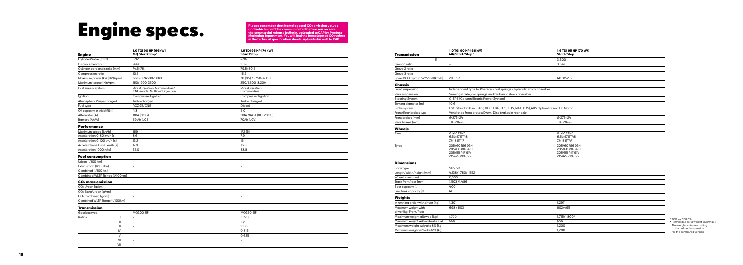# Engine specs.

**Please remember that homologated $CO_2$ emission values and vehicles can't be communicated before you receive the commercial release bulletin, uploaded to CAP by Product Marketing department. You will find the homologated $CO_2$ values in the technical specification sheets, uploaded as well to CAP.**

| Engine | 1.0 TGI 90 HP (66 kW) MQ Start/Stop* | 1.6 TDI 95 HP (70 kW) Start/Stop |
|---|---|---|
| Cylinder/Valve (total) | 3/12 | 4/16 |
| Displacement (cc) | 999 | 1.598 |
| Cylinder bore and stroke (mm) | 74.5×76.4 | 79.5×80.5 |
| Compression ratio | 10.5 | 16.2 |
| Maximum power (kW (HP)/rpm) | 66 (90)/4500-5800 | 70 (95) / 2750-4600 |
| Maximum torque (Nm/rpm) | 160/1900-3500 | 250/1,500-3,200 |
| Fuel supply system | Direct Injection: Common Rail/ CNG mode: Multipoint injection | Direct Injection: Common Rail |
| Ignition | Compressed ignition | Compressed ignition |
| Atmospheric/Supercharged | Turbo charged | Turbo charged |
| Fuel type | ROZ 95/CNG | Diesel |
| Oil capacity in initial fill (l) | 4.3 | 5.0 |
| Alternator (A) | 110A (8GG) | 110A /140A (8GG/8GU) |
| Battery (Ah/A) | 59 Ah (J0S) | 70Ah (J0V) |
| **Performance** | | |
| Maximum speed (km/h) | 169 (4) | 172 (5) |
| Acceleration 0-80 km/h (s) | 8.6 | 7.9 |
| Acceleration 0-100 km/h (s) | 13.2 | 15.1 |
| Acceleration 80-120 km/h (s) | 17.8 | 16.6 |
| Acceleration 1000 m (s) | 35.0 | 33.8 |
| **Fuel consumption** | | |
| Urban (l/100 km) | – | – |
| Extraurban (l/100 km) | – | – |
| Combined (l/100 km) | – | – |
| Combined WLTP Range (l/100km) | – | – |
| **$CO_2$ mass emission** | | |
| $CO_2$ Urban (g/km) | – | – |
| $CO_2$ Extra Urban (g/km) | – | – |
| $CO_2$ Combined (g/km) | – | – |
| Combined WLTP Range (l/100km) | – | – |
| **Transmission** | | |
| Gearbox type | MQ200-5F | MQ250-5F |
| Ratios I | – | 3.778 |
| II | – | 1.944 |
| III | – | 1.185 |
| IV | – | 0.816 |
| V | – | 0.625 |
| VI | – | – |
| VII | – | – |

| Transmission | 1.0 TGI 90 HP (66 kW) MQ Start/Stop* | 1.6 TDI 95 HP (70 kW) Start/Stop |
|---|---|---|
| R | – | 3.600 |
| Group 1 ratio | – | 3.647 |
| Group 2 ratio | – | |
| Group 3 ratio | – | |
| Speed 1000 rpm in IV/V/VI/VII (km/h) | 29.5/37 | 40.3/52.5 |
| **Chassis** | | |
| Front suspension | Independent type McPherson - coil springs - hydraulic shock absorber | |
| Rear suspension | Semirigid axle, coil springs and hydraulic shock absorber | |
| Steering System | C-EPS (Column Electric Power System) | |
| Turning diameter (m) | 10.6 | |
| Brake system | ESC Standard (including HHC, EBA, TCS, EDS, RKA, XDS), ABS Option for no EU6 Motor | |
| Front/Rear brakes type | Ventilated front brakes/Drum- Disc brakes in rear axle | |
| Front brakes (mm) | Ø 276×24 | Ø 276×24 |
| Rear brakes (mm) | TB 228×42 | TB 228×42 |
| **Wheels** | | |
| Rims | 6J×16 ET45<br>6.5J×17 ET48<br>7J×18 ET47 | 6J×16 ET45<br>6.5J×17 ET48<br>7J×18 ET47 |
| Tyres | 205/60 R16 92H<br>205/60 R16 92H<br>205/55 R17 91V<br>215/45 R18 89V | 205/60 R16 92H<br>205/60 R16 92H<br>205/55 R17 91V<br>215/45 R18 89V |
| **Dimensions** | | |
| Body type | SUV 5D | |
| Length/width/height (mm) | 4,138/1,780/1,552 | |
| Wheelbase (mm) | 2,566 | |
| Track front/rear (mm) | 1,503 /1,486 | |
| Boot capacity (l) | 400 | |
| Fuel tank capacity (l) | 40 | |
| **Weights** | | |
| In running order with driver (kg) | 1,301 | 1,297 |
| Maximum weight with driver (kg) Front/Rear | 698 / 603 | 802/495 |
| Maximum weight allowed (kg) | 1,700 | 1,715/1,800* |
| Maximum weight without brake (kg) | 650 | 640 |
| Maximum weight w/brake 8% (kg) | | 1,200 |
| Maximum weight w/brake 12% (kg) | | 1,200 |

* SOP wk 02/2019.
* Permissible gross weight (min/max): The weight varies according to the defined suspension for the configured version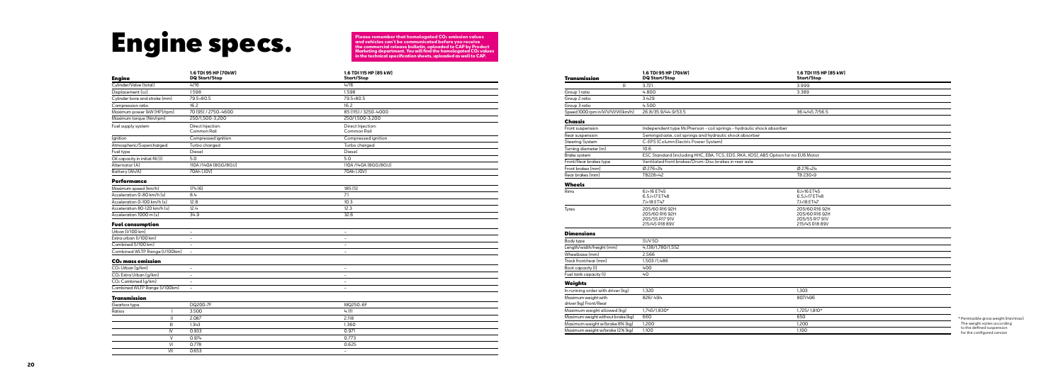# Engine specs.

**Please remember that homologated $CO_2$ emission values and vehicles can't be communicated before you receive the commercial release bulletin, uploaded to CAP by Product Marketing department. You will find the homologated $CO_2$ values in the technical specification sheets, uploaded as well to CAP.**

| Engine | 1.6 TDI 95 HP (70kW) DQ Start/Stop | 1.6 TDI 115 HP (85 kW) Start/Stop |
|---|---|---|
| Cylinder/Valve (total) | 4/16 | 4/16 |
| Displacement (cc) | 1.598 | 1.598 |
| Cylinder bore and stroke (mm) | 79.5×80.5 | 79.5×80.5 |
| Compression ratio | 16.2 | 16.2 |
| Maximum power (kW (HP)/rpm) | 70 (95) / 2750-4600 | 85 (115) / 3250-4000 |
| Maximum torque (Nm/rpm) | 250/1.500-3.200 | 250/1.500-3.200 |
| Fuel supply system | Direct Injection: Common Rail | Direct Injection: Common Rail |
| Ignition | Compressed ignition | Compressed ignition |
| Atmospheric/Supercharged | Turbo charged | Turbo charged |
| Fuel type | Diesel | Diesel |
| Oil capacity in initial fill (l) | 5.0 | 5.0 |
| Alternator (A) | 110A /140A (8GG/8GU) | 110A /140A (8GG/8GU) |
| Battery (Ah/A) | 70Ah (J0V) | 70Ah (J0V) |
| **Performance** | | |
| Maximum speed (km/h) | 174 (6) | 185 (5) |
| Acceleration 0-80 km/h (s) | 8.4 | 7.1 |
| Acceleration 0-100 km/h (s) | 12.8 | 10.3 |
| Acceleration 80-120 km/h (s) | 12.4 | 12.3 |
| Acceleration 1000 m (s) | 34.9 | 32.6 |
| **Fuel consumption** | | |
| Urban (l/100 km) | - | - |
| Extraurban (l/100 km) | - | - |
| Combined (l/100 km) | - | - |
| Combined WLTP Range (l/100km) | - | - |
| **$CO_2$ mass emission** | | |
| $CO_2$ Urban (g/km) | - | - |
| $CO_2$ Extra Urban (g/km) | - | - |
| $CO_2$ Combined (g/km) | - | - |
| Combined WLTP Range (l/100km) | - | - |
| **Transmission** | | |
| Gearbox type | DQ200-7F | MQ250-6F |
| Ratios I | 3.500 | 4.111 |
| II | 2.087 | 2.118 |
| III | 1.343 | 1.360 |
| IV | 0.933 | 0.971 |
| V | 0.974 | 0.773 |
| VI | 0.778 | 0.625 |
| VII | 0.653 | - |

| Transmission | 1.6 TDI 95 HP (70kW) DQ Start/Stop | 1.6 TDI 115 HP (85 kW) Start/Stop |
|---|---|---|
| R | 3.721 | 3.999 |
| Group 1 ratio | 4.800 | 3.389 |
| Group 2 ratio | 3.429 | |
| Group 3 ratio | 4.500 | |
| Speed 1000 rpm in IV/V/VI/VII (km/h) | 26.8/35.9/44.9/53.5 | 36.4/45.7/56.5 |
| **Chassis** | | |
| Front suspension | Independent type McPherson - coil springs - hydraulic shock absorber | |
| Rear suspension | Semirigid axle, coil springs and hydraulic shock absorber | |
| Steering System | C-EPS (Column Electric Power System) | |
| Turning diameter (m) | 10.6 | |
| Brake system | ESC Standard (including HHC, EBA, TCS, EDS, RKA, XDS), ABS Option for no EU6 Motor | |
| Front/Rear brakes type | Ventilated front brakes/Drum-Disc brakes in rear axle | |
| Front brakes (mm) | Ø 276×24 | Ø 276×24 |
| Rear brakes (mm) | TB228×42 | TB 230×9 |
| **Wheels** | | |
| Rims | 6J×16 ET45<br>6.5J×17 ET48<br>7J×18 ET47 | 6J×16 ET45<br>6.5J×17 ET48<br>7J×18 ET47 |
| Tyres | 205/60 R16 92H<br>205/60 R16 92H<br>205/55 R17 91V<br>215/45 R18 89V | 205/60 R16 92H<br>205/60 R16 92H<br>205/55 R17 91V<br>215/45 R18 89V |
| **Dimensions** | | |
| Body type | SUV 5D | |
| Length/width/height (mm) | 4,138/1,780/1,552 | |
| Wheelbase (mm) | 2,566 | |
| Track front/rear (mm) | 1,503 /1,486 | |
| Boot capacity (l) | 400 | |
| Fuel tank capacity (l) | 40 | |
| **Weights** | | |
| In running order with driver (kg) | 1,320 | 1,303 |
| Maximum weight with driver (kg) Front/Rear | 826/ 494 | 807/496 |
| Maximum weight allowed (kg) | 1,745/1,830* | 1,725/ 1,810* |
| Maximum weight without brake (kg) | 660 | 650 |
| Maximum weight w/brake 8% (kg) | 1,200 | 1,200 |
| Maximum weight w/brake 12% (kg) | 1,100 | 1,100 |

\* Permissible gross weight (min/max): The weight varies according to the defined suspension for the configured version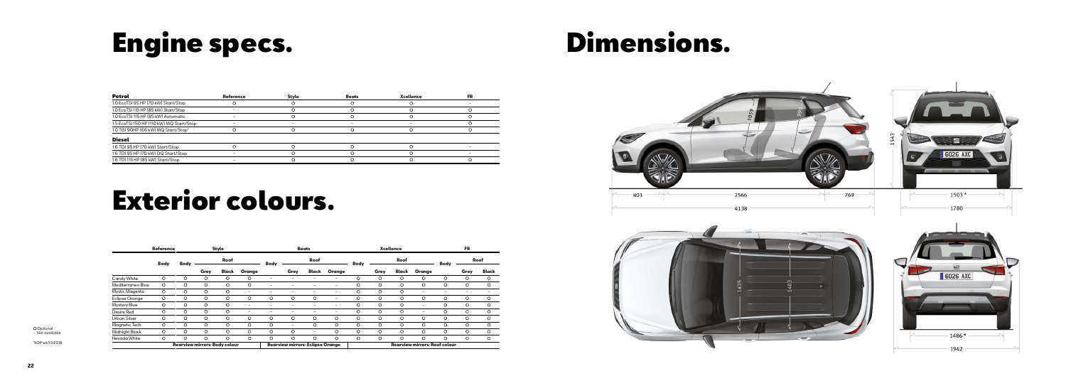# Engine specs.

| Petrol | Reference | Style | Beats | Xcellence | FR |
|---|---|---|---|---|---|
| 1.0 EcoTSI 95 HP (70 kW) Start/Stop | O | O | O | O | – |
| 1.0 EcoTSI 115 HP (85 kW) Start/Stop | – | O | O | O | O |
| 1.0 EcoTSI 115 HP (85 kW) Automatic | – | O | O | O | O |
| 1.5 EcoTSI 150 HP (110 kW) MQ Start/Stop | – | – | – | – | O |
| 1.0 TGI 90HP (66 kW) MQ Start/Stop[1] | O | O | O | O | O |
| **Diesel** | | | | | |
| 1.6 TDI 95 HP (70 kW) Start/Stop | O | O | O | O | – |
| 1.6 TDI 95 HP (70 kW) DQ Start/Stop | – | O | O | O | – |
| 1.6 TDI 115 HP (85 kW) Start/Stop | – | O | O | O | O |

# Exterior colours.

| | Reference | Style | | | | Beats | | | | Xcellence | | | | FR | | |
|---|---|---|---|---|---|---|---|---|---|---|---|---|---|---|---|---|
| | Body | Body | Roof | | | Body | Roof | | | Body | Roof | | | Body | Roof | |
| | | | Grey | Black | Orange | | Grey | Black | Orange | | Grey | Black | Orange | | Grey | Black |
| Candy White | O | O | O | O | O | – | – | – | – | O | O | O | O | O | O | O |
| Mediterraneo Blue | O | O | O | O | O | – | – | – | – | O | O | O | O | O | O | O |
| Mystic Magenta | O | O | O | O | – | – | – | – | – | O | O | O | – | – | – | – |
| Eclipse Orange | O | O | O | O | O | O | O | O | – | O | O | O | O | O | O | O |
| Mystery Blue | O | O | O | O | – | – | – | – | – | O | O | O | – | O | O | O |
| Desire Red | O | O | O | O | – | – | – | – | – | O | O | O | – | O | O | O |
| Urban Silver | O | O | O | O | O | O | O | O | O | O | O | O | O | O | O | O |
| Magnetic Tech | O | O | O | O | O | O | – | O | O | O | O | O | O | O | O | O |
| Midnight Black | O | O | O | O | O | O | O | – | O | O | O | O | O | O | O | O |
| Nevada White | O | O | O | O | O | O | O | O | O | O | O | O | O | O | O | O |
| | | Rearview mirrors: Body colour | | | | Rearview mirrors: Eclipse Orange | | | | Rearview mirrors: Roof colour | | | | | | |

O Optional
– Not available

[1]SOP wk 51/2018.

# Dimensions.

1059 · 995 · 803 · 2566 · 769 · 4138 · 1543 · 1503* · 1780 · 1425 · 1403 · 1486* · 1942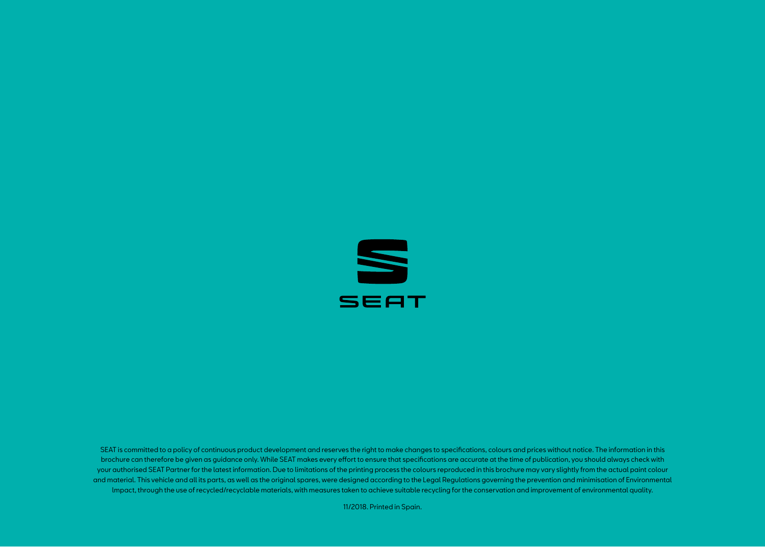SEAT

SEAT is committed to a policy of continuous product development and reserves the right to make changes to specifications, colours and prices without notice. The information in this brochure can therefore be given as guidance only. While SEAT makes every effort to ensure that specifications are accurate at the time of publication, you should always check with your authorised SEAT Partner for the latest information. Due to limitations of the printing process the colours reproduced in this brochure may vary slightly from the actual paint colour and material. This vehicle and all its parts, as well as the original spares, were designed according to the Legal Regulations governing the prevention and minimisation of Environmental Impact, through the use of recycled/recyclable materials, with measures taken to achieve suitable recycling for the conservation and improvement of environmental quality.

11/2018. Printed in Spain.